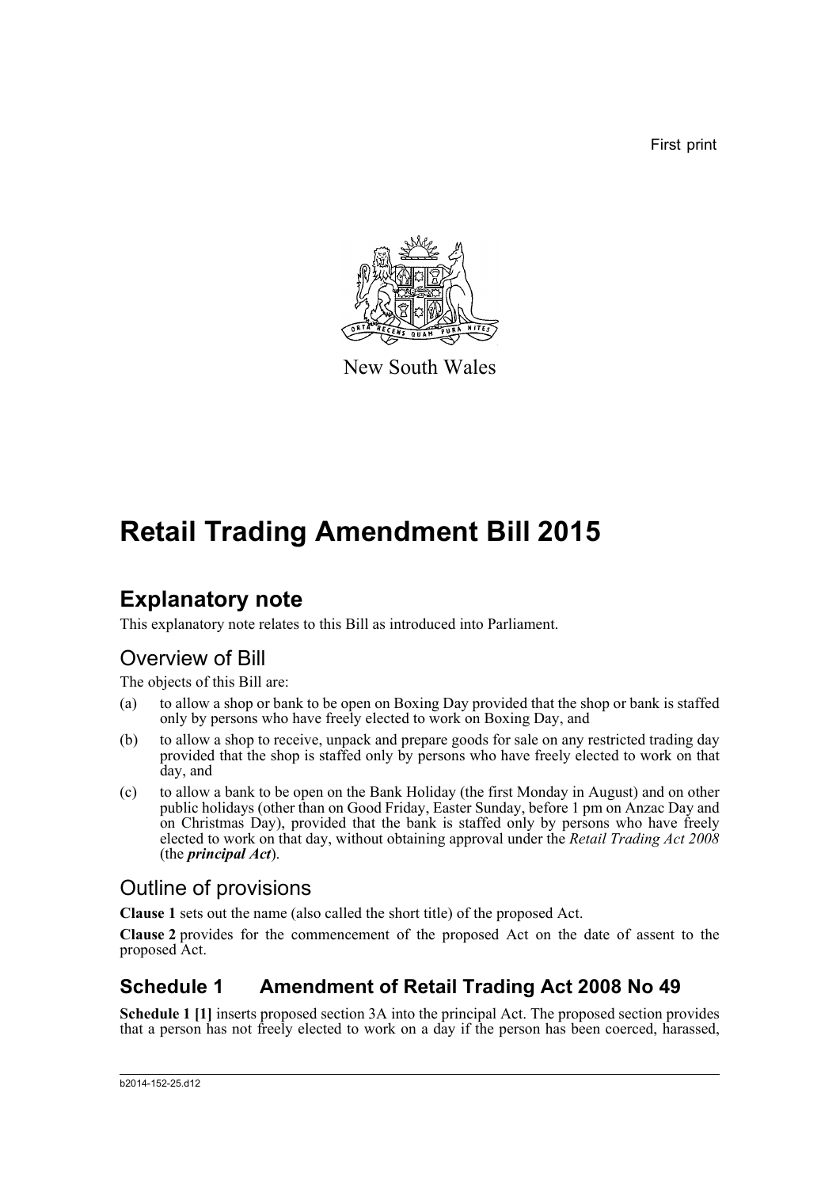First print

New South Wales

# Retail Trading Amendment Bill 2015

## Explanatory note

This explanatory note relates to this Bill as introduced into Parliament.

### Overview of Bill

The objects of this Bill are:

(a) to allow a shop or bank to be open on Boxing Day provided that the shop or bank is staffed only by persons who have freely elected to work on Boxing Day, and

(b) to allow a shop to receive, unpack and prepare goods for sale on any restricted trading day provided that the shop is staffed only by persons who have freely elected to work on that day, and

(c) to allow a bank to be open on the Bank Holiday (the first Monday in August) and on other public holidays (other than on Good Friday, Easter Sunday, before 1 pm on Anzac Day and on Christmas Day), provided that the bank is staffed only by persons who have freely elected to work on that day, without obtaining approval under the *Retail Trading Act 2008* (the ***principal Act***).

### Outline of provisions

**Clause 1** sets out the name (also called the short title) of the proposed Act.

**Clause 2** provides for the commencement of the proposed Act on the date of assent to the proposed Act.

## Schedule 1 Amendment of Retail Trading Act 2008 No 49

**Schedule 1 [1]** inserts proposed section 3A into the principal Act. The proposed section provides that a person has not freely elected to work on a day if the person has been coerced, harassed,

b2014-152-25.d12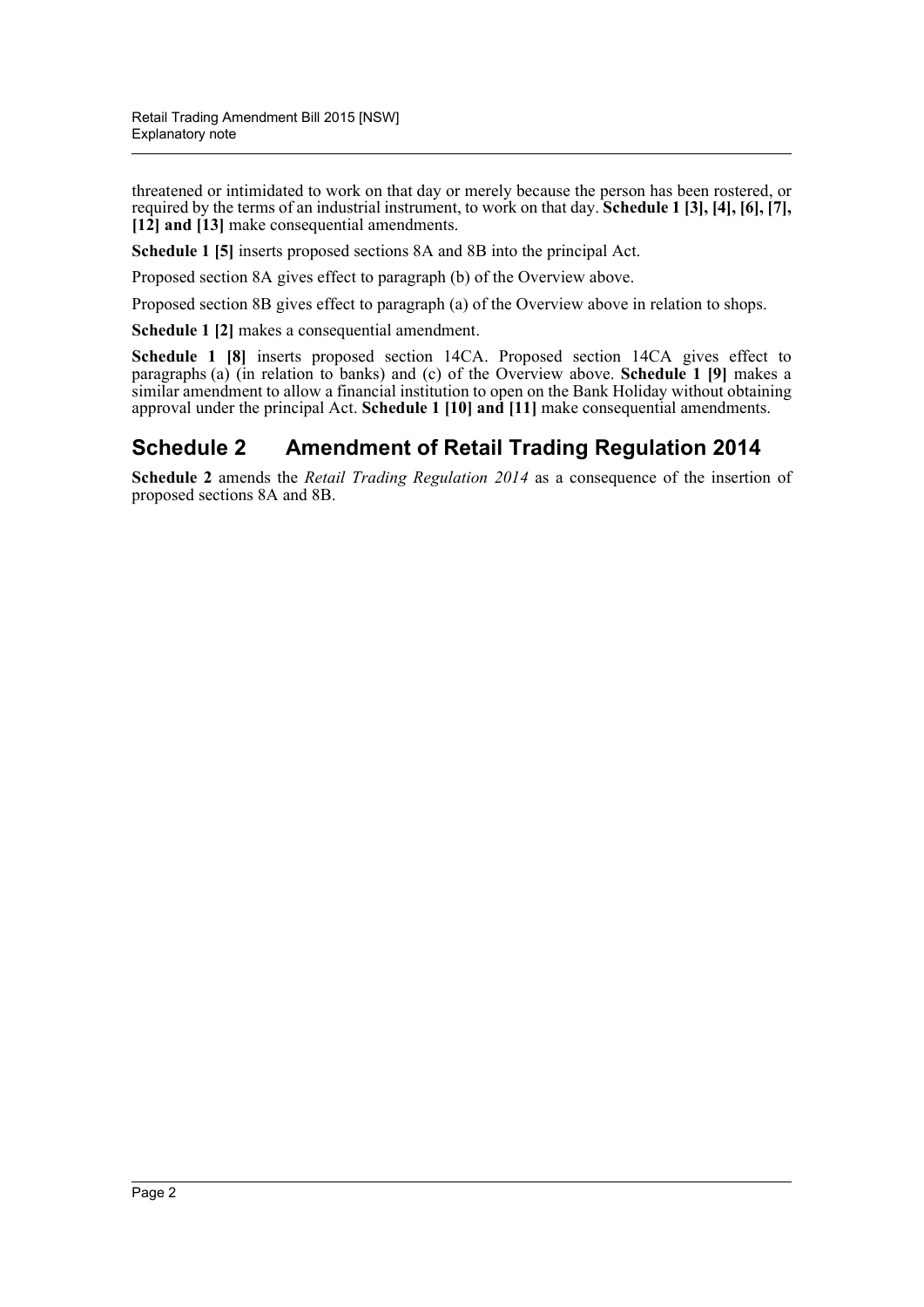threatened or intimidated to work on that day or merely because the person has been rostered, or required by the terms of an industrial instrument, to work on that day. **Schedule 1 [3], [4], [6], [7], [12] and [13]** make consequential amendments.

**Schedule 1 [5]** inserts proposed sections 8A and 8B into the principal Act.

Proposed section 8A gives effect to paragraph (b) of the Overview above.

Proposed section 8B gives effect to paragraph (a) of the Overview above in relation to shops.

**Schedule 1 [2]** makes a consequential amendment.

**Schedule 1 [8]** inserts proposed section 14CA. Proposed section 14CA gives effect to paragraphs (a) (in relation to banks) and (c) of the Overview above. **Schedule 1 [9]** makes a similar amendment to allow a financial institution to open on the Bank Holiday without obtaining approval under the principal Act. **Schedule 1 [10] and [11]** make consequential amendments.

## Schedule 2 Amendment of Retail Trading Regulation 2014

**Schedule 2** amends the *Retail Trading Regulation 2014* as a consequence of the insertion of proposed sections 8A and 8B.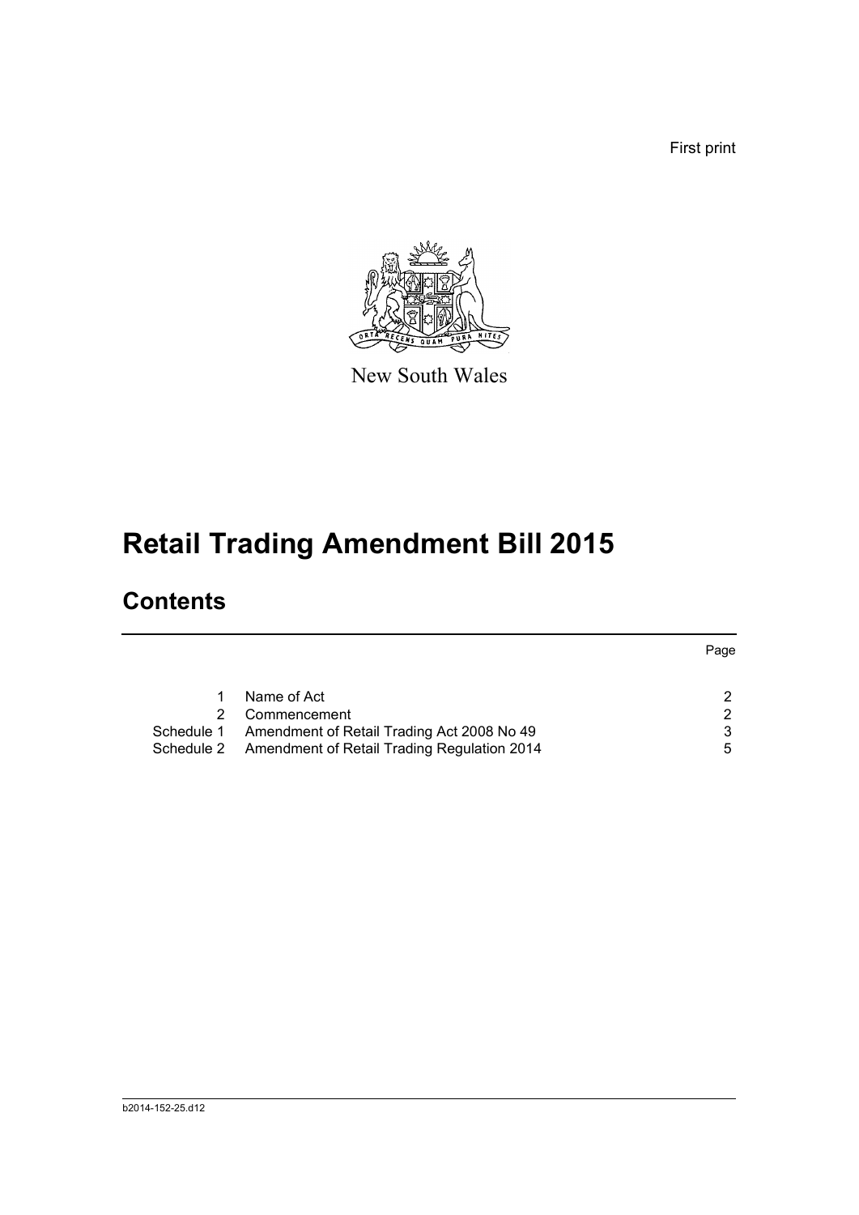First print

New South Wales

# Retail Trading Amendment Bill 2015

## Contents

| | | Page |
|---|---|---|
| 1 | Name of Act | 2 |
| 2 | Commencement | 2 |
| Schedule 1 | Amendment of Retail Trading Act 2008 No 49 | 3 |
| Schedule 2 | Amendment of Retail Trading Regulation 2014 | 5 |

b2014-152-25.d12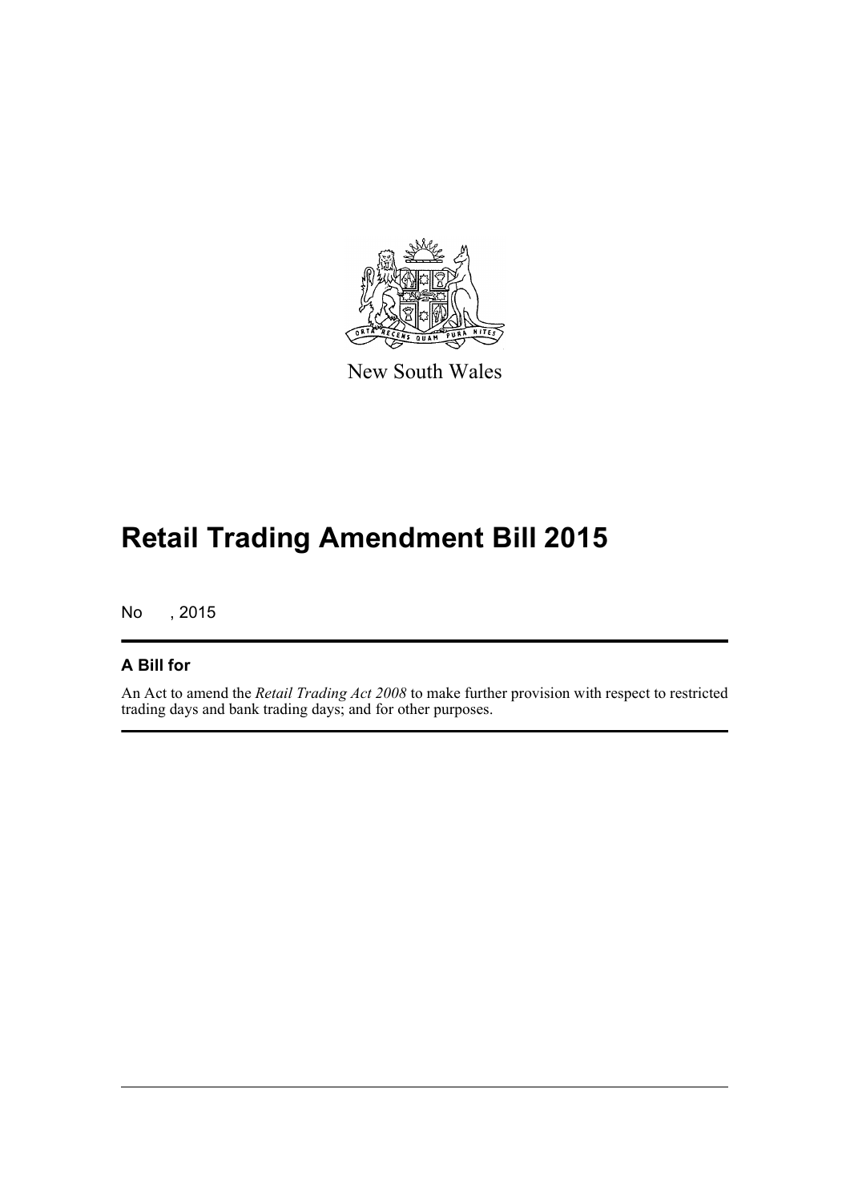New South Wales

# Retail Trading Amendment Bill 2015

No , 2015

## A Bill for

An Act to amend the *Retail Trading Act 2008* to make further provision with respect to restricted trading days and bank trading days; and for other purposes.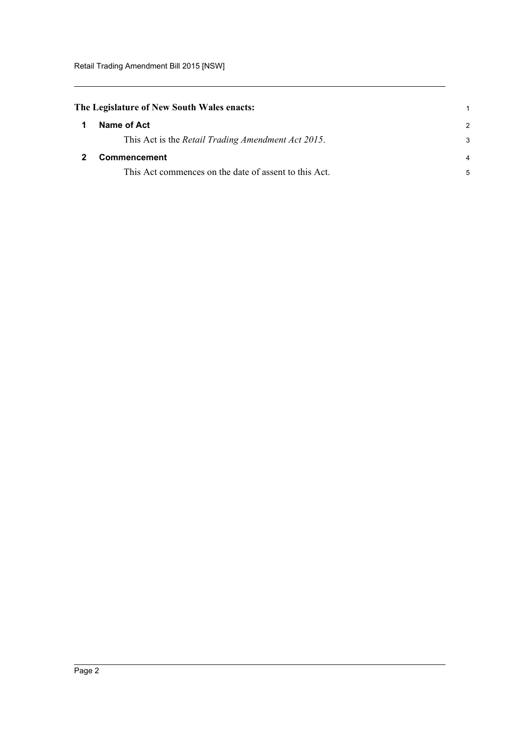**The Legislature of New South Wales enacts:**

## 1 Name of Act

This Act is the *Retail Trading Amendment Act 2015*.

## 2 Commencement

This Act commences on the date of assent to this Act.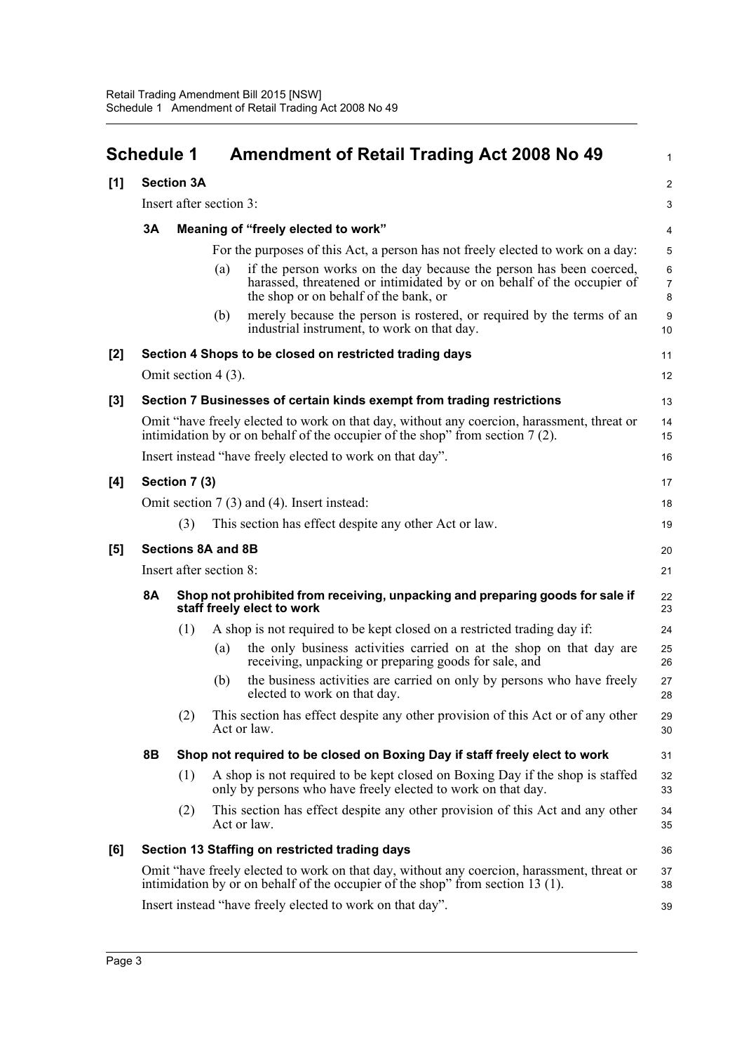# Schedule 1 Amendment of Retail Trading Act 2008 No 49

**[1] Section 3A**

Insert after section 3:

**3A Meaning of "freely elected to work"**

For the purposes of this Act, a person has not freely elected to work on a day:

(a) if the person works on the day because the person has been coerced, harassed, threatened or intimidated by or on behalf of the occupier of the shop or on behalf of the bank, or

(b) merely because the person is rostered, or required by the terms of an industrial instrument, to work on that day.

**[2] Section 4 Shops to be closed on restricted trading days**

Omit section 4 (3).

**[3] Section 7 Businesses of certain kinds exempt from trading restrictions**

Omit "have freely elected to work on that day, without any coercion, harassment, threat or intimidation by or on behalf of the occupier of the shop" from section 7 (2).

Insert instead "have freely elected to work on that day".

**[4] Section 7 (3)**

Omit section 7 (3) and (4). Insert instead:

(3) This section has effect despite any other Act or law.

**[5] Sections 8A and 8B**

Insert after section 8:

**8A Shop not prohibited from receiving, unpacking and preparing goods for sale if staff freely elect to work**

(1) A shop is not required to be kept closed on a restricted trading day if:

(a) the only business activities carried on at the shop on that day are receiving, unpacking or preparing goods for sale, and

(b) the business activities are carried on only by persons who have freely elected to work on that day.

(2) This section has effect despite any other provision of this Act or of any other Act or law.

**8B Shop not required to be closed on Boxing Day if staff freely elect to work**

(1) A shop is not required to be kept closed on Boxing Day if the shop is staffed only by persons who have freely elected to work on that day.

(2) This section has effect despite any other provision of this Act and any other Act or law.

**[6] Section 13 Staffing on restricted trading days**

Omit "have freely elected to work on that day, without any coercion, harassment, threat or intimidation by or on behalf of the occupier of the shop" from section 13 (1).

Insert instead "have freely elected to work on that day".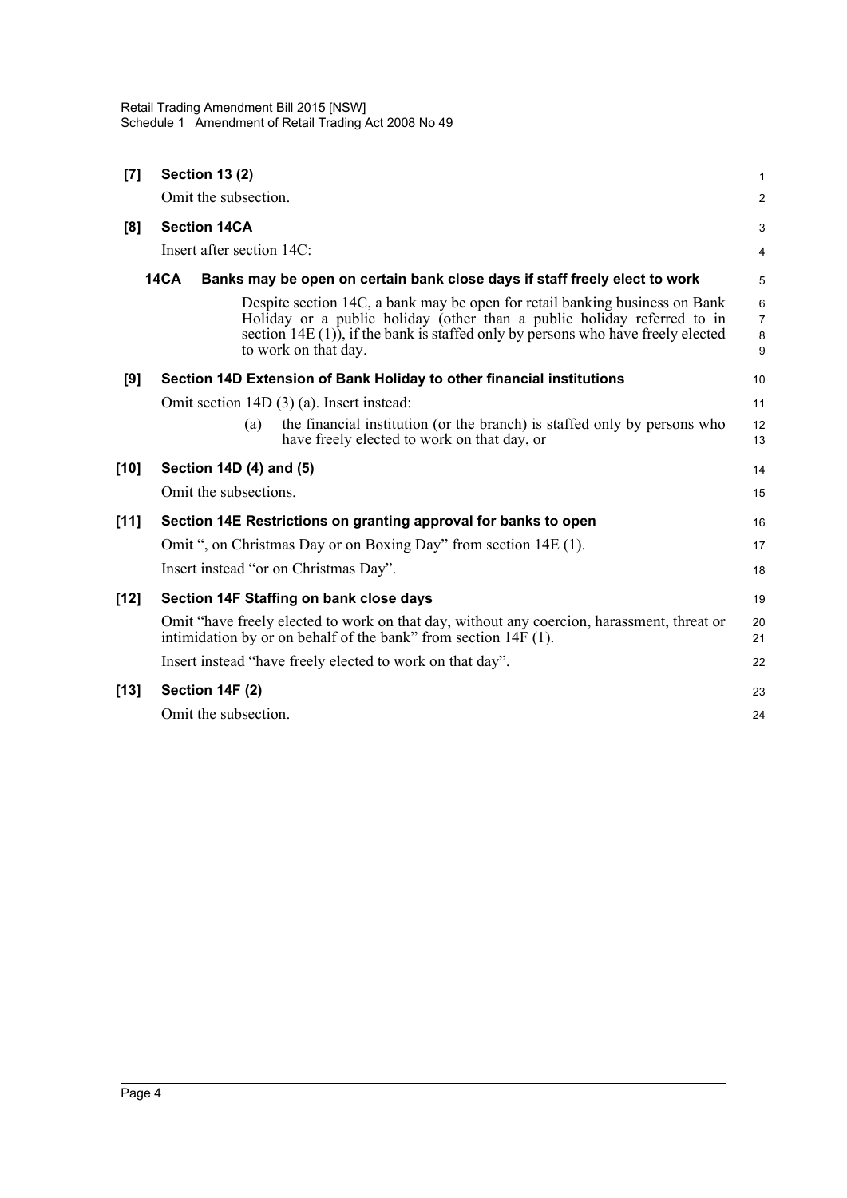**[7] Section 13 (2)**

Omit the subsection.

**[8] Section 14CA**

Insert after section 14C:

**14CA Banks may be open on certain bank close days if staff freely elect to work**

Despite section 14C, a bank may be open for retail banking business on Bank Holiday or a public holiday (other than a public holiday referred to in section 14E (1)), if the bank is staffed only by persons who have freely elected to work on that day.

**[9] Section 14D Extension of Bank Holiday to other financial institutions**

Omit section 14D (3) (a). Insert instead:

(a) the financial institution (or the branch) is staffed only by persons who have freely elected to work on that day, or

**[10] Section 14D (4) and (5)**

Omit the subsections.

**[11] Section 14E Restrictions on granting approval for banks to open**

Omit ", on Christmas Day or on Boxing Day" from section 14E (1).

Insert instead "or on Christmas Day".

**[12] Section 14F Staffing on bank close days**

Omit "have freely elected to work on that day, without any coercion, harassment, threat or intimidation by or on behalf of the bank" from section 14F (1).

Insert instead "have freely elected to work on that day".

**[13] Section 14F (2)**

Omit the subsection.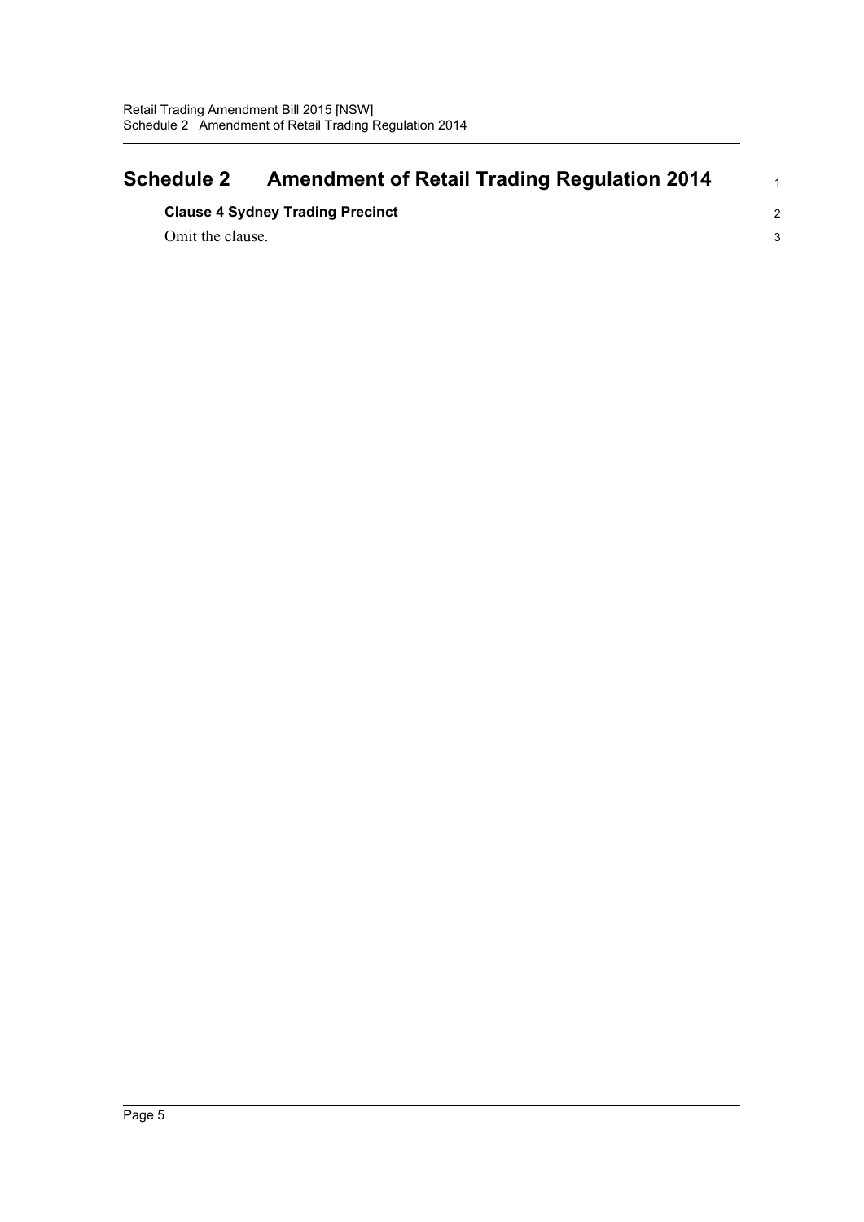# Schedule 2 Amendment of Retail Trading Regulation 2014

**Clause 4 Sydney Trading Precinct**

Omit the clause.